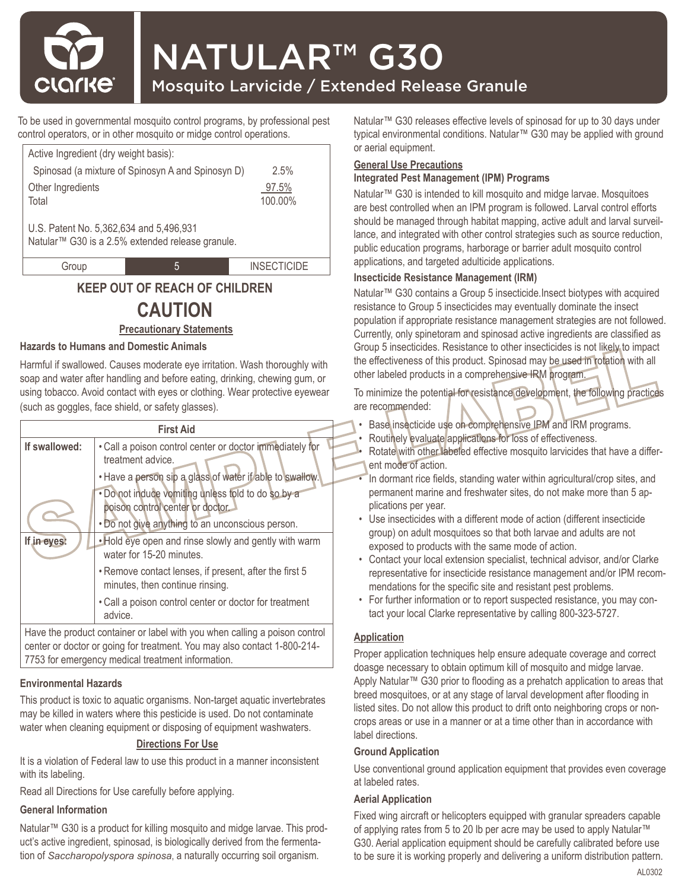# NATULAR™ G30

## Mosquito Larvicide / Extended Release Granule

To be used in governmental mosquito control programs, by professional pest control operators, or in other mosquito or midge control operations.

| Active Ingredient (dry weight basis): | |
|---|---|
| Spinosad (a mixture of Spinosyn A and Spinosyn D) | 2.5% |
| Other Ingredients | 97.5% |
| Total | 100.00% |

U.S. Patent No. 5,362,634 and 5,496,931
Natular™ G30 is a 2.5% extended release granule.

| Group | 5 | INSECTICIDE |
|---|---|---|

## KEEP OUT OF REACH OF CHILDREN

## CAUTION

### Precautionary Statements

#### Hazards to Humans and Domestic Animals

Harmful if swallowed. Causes moderate eye irritation. Wash thoroughly with soap and water after handling and before eating, drinking, chewing gum, or using tobacco. Avoid contact with eyes or clothing. Wear protective eyewear (such as goggles, face shield, or safety glasses).

| First Aid | |
|---|---|
| **If swallowed:** | • Call a poison control center or doctor immediately for treatment advice.<br>• Have a person sip a glass of water if able to swallow.<br>• Do not induce vomiting unless told to do so by a poison control center or doctor.<br>• Do not give anything to an unconscious person. |
| **If in eyes:** | • Hold eye open and rinse slowly and gently with warm water for 15-20 minutes.<br>• Remove contact lenses, if present, after the first 5 minutes, then continue rinsing.<br>• Call a poison control center or doctor for treatment advice. |
| Have the product container or label with you when calling a poison control center or doctor or going for treatment. You may also contact 1-800-214-7753 for emergency medical treatment information. | |

#### Environmental Hazards

This product is toxic to aquatic organisms. Non-target aquatic invertebrates may be killed in waters where this pesticide is used. Do not contaminate water when cleaning equipment or disposing of equipment washwaters.

### Directions For Use

It is a violation of Federal law to use this product in a manner inconsistent with its labeling.

Read all Directions for Use carefully before applying.

#### General Information

Natular™ G30 is a product for killing mosquito and midge larvae. This product's active ingredient, spinosad, is biologically derived from the fermentation of *Saccharopolyspora spinosa*, a naturally occurring soil organism.

Natular™ G30 releases effective levels of spinosad for up to 30 days under typical environmental conditions. Natular™ G30 may be applied with ground or aerial equipment.

#### General Use Precautions

#### Integrated Pest Management (IPM) Programs

Natular™ G30 is intended to kill mosquito and midge larvae. Mosquitoes are best controlled when an IPM program is followed. Larval control efforts should be managed through habitat mapping, active adult and larval surveillance, and integrated with other control strategies such as source reduction, public education programs, harborage or barrier adult mosquito control applications, and targeted adulticide applications.

#### Insecticide Resistance Management (IRM)

Natular™ G30 contains a Group 5 insecticide.Insect biotypes with acquired resistance to Group 5 insecticides may eventually dominate the insect population if appropriate resistance management strategies are not followed. Currently, only spinetoram and spinosad active ingredients are classified as Group 5 insecticides. Resistance to other insecticides is not likely to impact the effectiveness of this product. Spinosad may be used in rotation with all other labeled products in a comprehensive IRM program.

To minimize the potential for resistance development, the following practices are recommended:

- Base insecticide use on comprehensive IPM and IRM programs.
- Routinely evaluate applications for loss of effectiveness.
- Rotate with other labeled effective mosquito larvicides that have a different mode of action.
- In dormant rice fields, standing water within agricultural/crop sites, and permanent marine and freshwater sites, do not make more than 5 applications per year.
- Use insecticides with a different mode of action (different insecticide group) on adult mosquitoes so that both larvae and adults are not exposed to products with the same mode of action.
- Contact your local extension specialist, technical advisor, and/or Clarke representative for insecticide resistance management and/or IPM recommendations for the specific site and resistant pest problems.
- For further information or to report suspected resistance, you may contact your local Clarke representative by calling 800-323-5727.

#### Application

Proper application techniques help ensure adequate coverage and correct doasge necessary to obtain optimum kill of mosquito and midge larvae. Apply Natular™ G30 prior to flooding as a prehatch application to areas that breed mosquitoes, or at any stage of larval development after flooding in listed sites. Do not allow this product to drift onto neighboring crops or non-crops areas or use in a manner or at a time other than in accordance with label directions.

#### Ground Application

Use conventional ground application equipment that provides even coverage at labeled rates.

#### Aerial Application

Fixed wing aircraft or helicopters equipped with granular spreaders capable of applying rates from 5 to 20 lb per acre may be used to apply Natular™ G30. Aerial application equipment should be carefully calibrated before use to be sure it is working properly and delivering a uniform distribution pattern.

AL0302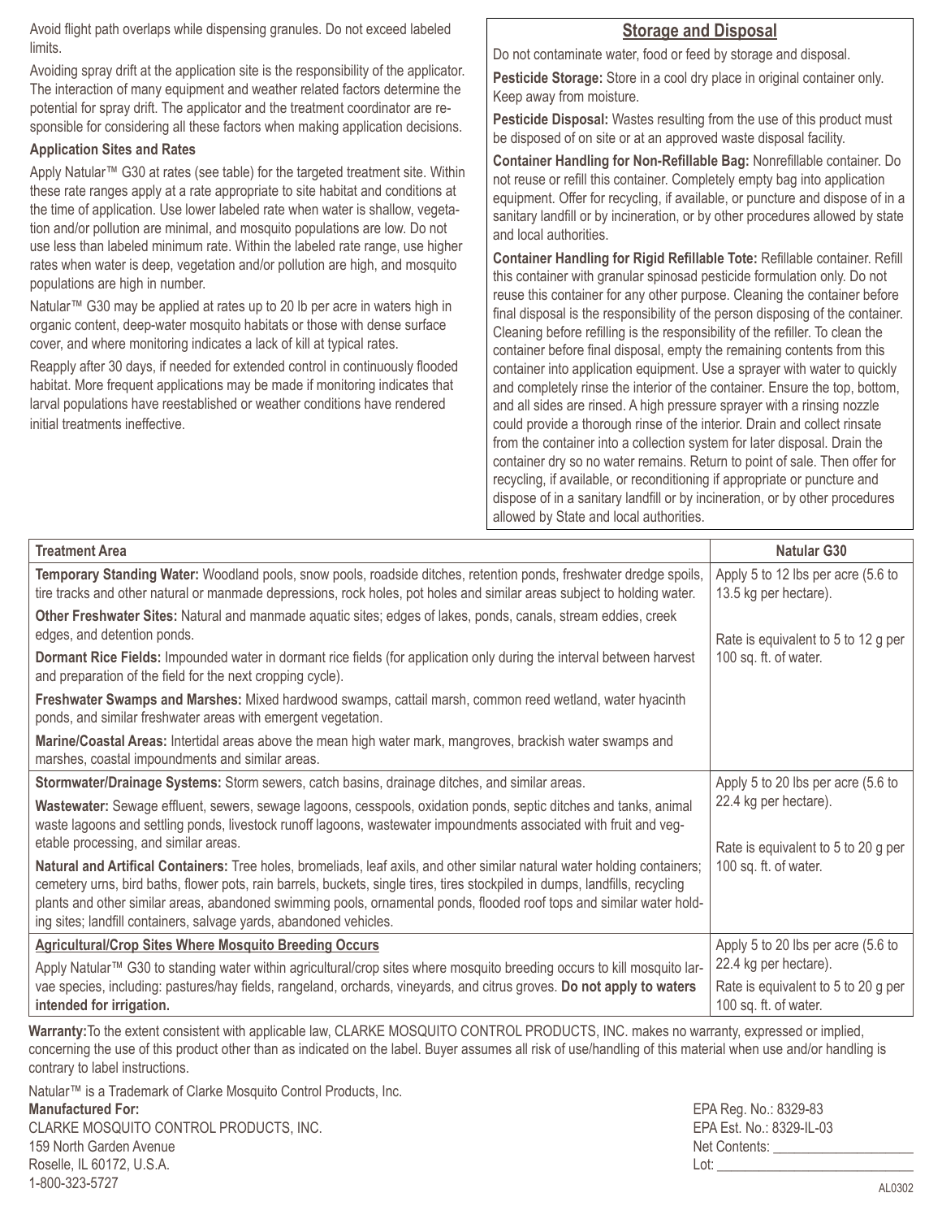Avoid flight path overlaps while dispensing granules. Do not exceed labeled limits.

Avoiding spray drift at the application site is the responsibility of the applicator. The interaction of many equipment and weather related factors determine the potential for spray drift. The applicator and the treatment coordinator are responsible for considering all these factors when making application decisions.

**Application Sites and Rates**

Apply Natular™ G30 at rates (see table) for the targeted treatment site. Within these rate ranges apply at a rate appropriate to site habitat and conditions at the time of application. Use lower labeled rate when water is shallow, vegetation and/or pollution are minimal, and mosquito populations are low. Do not use less than labeled minimum rate. Within the labeled rate range, use higher rates when water is deep, vegetation and/or pollution are high, and mosquito populations are high in number.

Natular™ G30 may be applied at rates up to 20 lb per acre in waters high in organic content, deep-water mosquito habitats or those with dense surface cover, and where monitoring indicates a lack of kill at typical rates.

Reapply after 30 days, if needed for extended control in continuously flooded habitat. More frequent applications may be made if monitoring indicates that larval populations have reestablished or weather conditions have rendered initial treatments ineffective.

## Storage and Disposal

Do not contaminate water, food or feed by storage and disposal.

**Pesticide Storage:** Store in a cool dry place in original container only. Keep away from moisture.

**Pesticide Disposal:** Wastes resulting from the use of this product must be disposed of on site or at an approved waste disposal facility.

**Container Handling for Non-Refillable Bag:** Nonrefillable container. Do not reuse or refill this container. Completely empty bag into application equipment. Offer for recycling, if available, or puncture and dispose of in a sanitary landfill or by incineration, or by other procedures allowed by state and local authorities.

**Container Handling for Rigid Refillable Tote:** Refillable container. Refill this container with granular spinosad pesticide formulation only. Do not reuse this container for any other purpose. Cleaning the container before final disposal is the responsibility of the person disposing of the container. Cleaning before refilling is the responsibility of the refiller. To clean the container before final disposal, empty the remaining contents from this container into application equipment. Use a sprayer with water to quickly and completely rinse the interior of the container. Ensure the top, bottom, and all sides are rinsed. A high pressure sprayer with a rinsing nozzle could provide a thorough rinse of the interior. Drain and collect rinsate from the container into a collection system for later disposal. Drain the container dry so no water remains. Return to point of sale. Then offer for recycling, if available, or reconditioning if appropriate or puncture and dispose of in a sanitary landfill or by incineration, or by other procedures allowed by State and local authorities.

| Treatment Area | Natular G30 |
|---|---|
| **Temporary Standing Water:** Woodland pools, snow pools, roadside ditches, retention ponds, freshwater dredge spoils, tire tracks and other natural or manmade depressions, rock holes, pot holes and similar areas subject to holding water.<br>**Other Freshwater Sites:** Natural and manmade aquatic sites; edges of lakes, ponds, canals, stream eddies, creek edges, and detention ponds.<br>**Dormant Rice Fields:** Impounded water in dormant rice fields (for application only during the interval between harvest and preparation of the field for the next cropping cycle).<br>**Freshwater Swamps and Marshes:** Mixed hardwood swamps, cattail marsh, common reed wetland, water hyacinth ponds, and similar freshwater areas with emergent vegetation.<br>**Marine/Coastal Areas:** Intertidal areas above the mean high water mark, mangroves, brackish water swamps and marshes, coastal impoundments and similar areas. | Apply 5 to 12 lbs per acre (5.6 to 13.5 kg per hectare).<br><br>Rate is equivalent to 5 to 12 g per 100 sq. ft. of water. |
| **Stormwater/Drainage Systems:** Storm sewers, catch basins, drainage ditches, and similar areas.<br>**Wastewater:** Sewage effluent, sewers, sewage lagoons, cesspools, oxidation ponds, septic ditches and tanks, animal waste lagoons and settling ponds, livestock runoff lagoons, wastewater impoundments associated with fruit and vegetable processing, and similar areas.<br>**Natural and Artifical Containers:** Tree holes, bromeliads, leaf axils, and other similar natural water holding containers; cemetery urns, bird baths, flower pots, rain barrels, buckets, single tires, tires stockpiled in dumps, landfills, recycling plants and other similar areas, abandoned swimming pools, ornamental ponds, flooded roof tops and similar water holding sites; landfill containers, salvage yards, abandoned vehicles. | Apply 5 to 20 lbs per acre (5.6 to 22.4 kg per hectare).<br><br>Rate is equivalent to 5 to 20 g per 100 sq. ft. of water. |
| **Agricultural/Crop Sites Where Mosquito Breeding Occurs**<br>Apply Natular™ G30 to standing water within agricultural/crop sites where mosquito breeding occurs to kill mosquito larvae species, including: pastures/hay fields, rangeland, orchards, vineyards, and citrus groves. **Do not apply to waters intended for irrigation.** | Apply 5 to 20 lbs per acre (5.6 to 22.4 kg per hectare).<br>Rate is equivalent to 5 to 20 g per 100 sq. ft. of water. |

**Warranty:** To the extent consistent with applicable law, CLARKE MOSQUITO CONTROL PRODUCTS, INC. makes no warranty, expressed or implied, concerning the use of this product other than as indicated on the label. Buyer assumes all risk of use/handling of this material when use and/or handling is contrary to label instructions.

Natular™ is a Trademark of Clarke Mosquito Control Products, Inc.

**Manufactured For:**
CLARKE MOSQUITO CONTROL PRODUCTS, INC.
159 North Garden Avenue
Roselle, IL 60172, U.S.A.
1-800-323-5727

EPA Reg. No.: 8329-83
EPA Est. No.: 8329-IL-03
Net Contents: ____________________
Lot: ____________________

AL0302